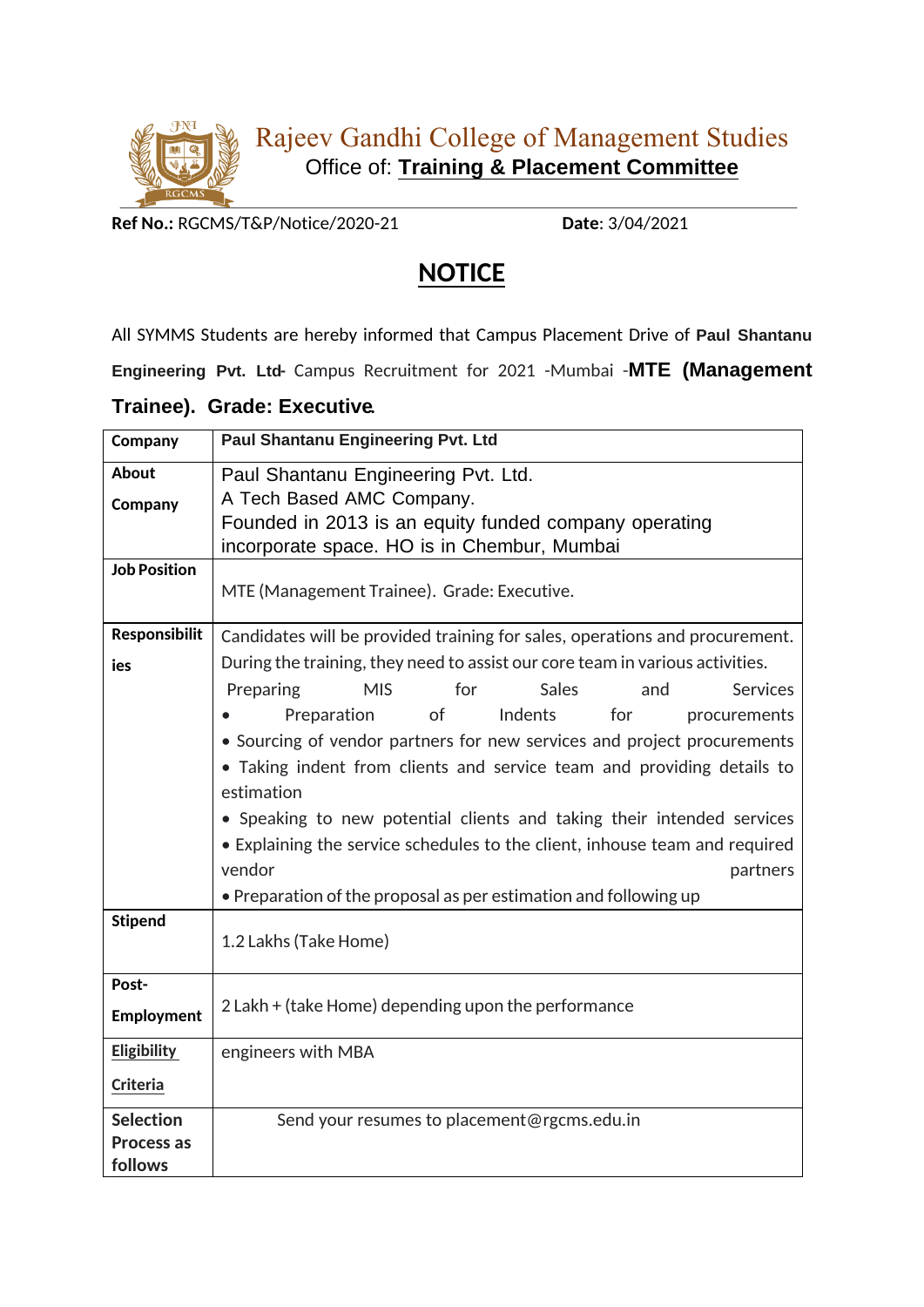# Rajeev Gandhi College of Management Studies

Office of: **Training & Placement Committee**

**Ref No.:** RGCMS/T&P/Notice/2020-21 **Date**: 3/04/2021

## NOTICE

All SYMMS Students are hereby informed that Campus Placement Drive of **Paul Shantanu Engineering Pvt. Ltd**- Campus Recruitment for 2021 -Mumbai -**MTE (Management Trainee). Grade: Executive**.

| **Company** | **Paul Shantanu Engineering Pvt. Ltd** |
|---|---|
| **About Company** | Paul Shantanu Engineering Pvt. Ltd.<br>A Tech Based AMC Company.<br>Founded in 2013 is an equity funded company operating incorporate space. HO is in Chembur, Mumbai |
| **Job Position** | MTE (Management Trainee). Grade: Executive. |
| **Responsibilities** | Candidates will be provided training for sales, operations and procurement. During the training, they need to assist our core team in various activities.<br>Preparing MIS for Sales and Services<br>• Preparation of Indents for procurements<br>• Sourcing of vendor partners for new services and project procurements<br>• Taking indent from clients and service team and providing details to estimation<br>• Speaking to new potential clients and taking their intended services<br>• Explaining the service schedules to the client, inhouse team and required vendor partners<br>• Preparation of the proposal as per estimation and following up |
| **Stipend** | 1.2 Lakhs (Take Home) |
| **Post-Employment** | 2 Lakh + (take Home) depending upon the performance |
| **Eligibility Criteria** | engineers with MBA |
| **Selection Process as follows** | Send your resumes to placement@rgcms.edu.in |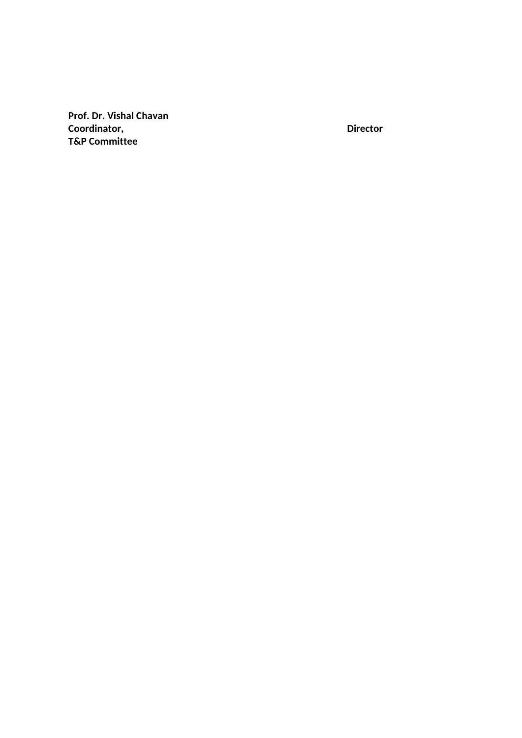**Prof. Dr. Vishal Chavan**
**Coordinator,** **Director**
**T&P Committee**